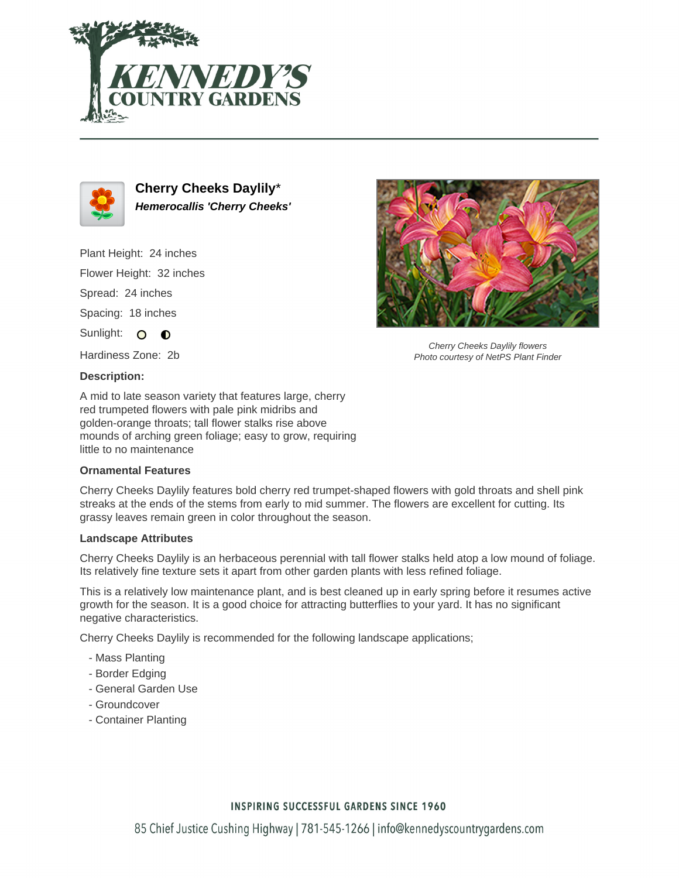# Cherry Cheeks Daylily*

***Hemerocallis 'Cherry Cheeks'***

Plant Height: 24 inches

Flower Height: 32 inches

Spread: 24 inches

Spacing: 18 inches

Sunlight:

Hardiness Zone: 2b

*Cherry Cheeks Daylily flowers*
*Photo courtesy of NetPS Plant Finder*

### Description:

A mid to late season variety that features large, cherry red trumpeted flowers with pale pink midribs and golden-orange throats; tall flower stalks rise above mounds of arching green foliage; easy to grow, requiring little to no maintenance

### Ornamental Features

Cherry Cheeks Daylily features bold cherry red trumpet-shaped flowers with gold throats and shell pink streaks at the ends of the stems from early to mid summer. The flowers are excellent for cutting. Its grassy leaves remain green in color throughout the season.

### Landscape Attributes

Cherry Cheeks Daylily is an herbaceous perennial with tall flower stalks held atop a low mound of foliage. Its relatively fine texture sets it apart from other garden plants with less refined foliage.

This is a relatively low maintenance plant, and is best cleaned up in early spring before it resumes active growth for the season. It is a good choice for attracting butterflies to your yard. It has no significant negative characteristics.

Cherry Cheeks Daylily is recommended for the following landscape applications;

- Mass Planting
- Border Edging
- General Garden Use
- Groundcover
- Container Planting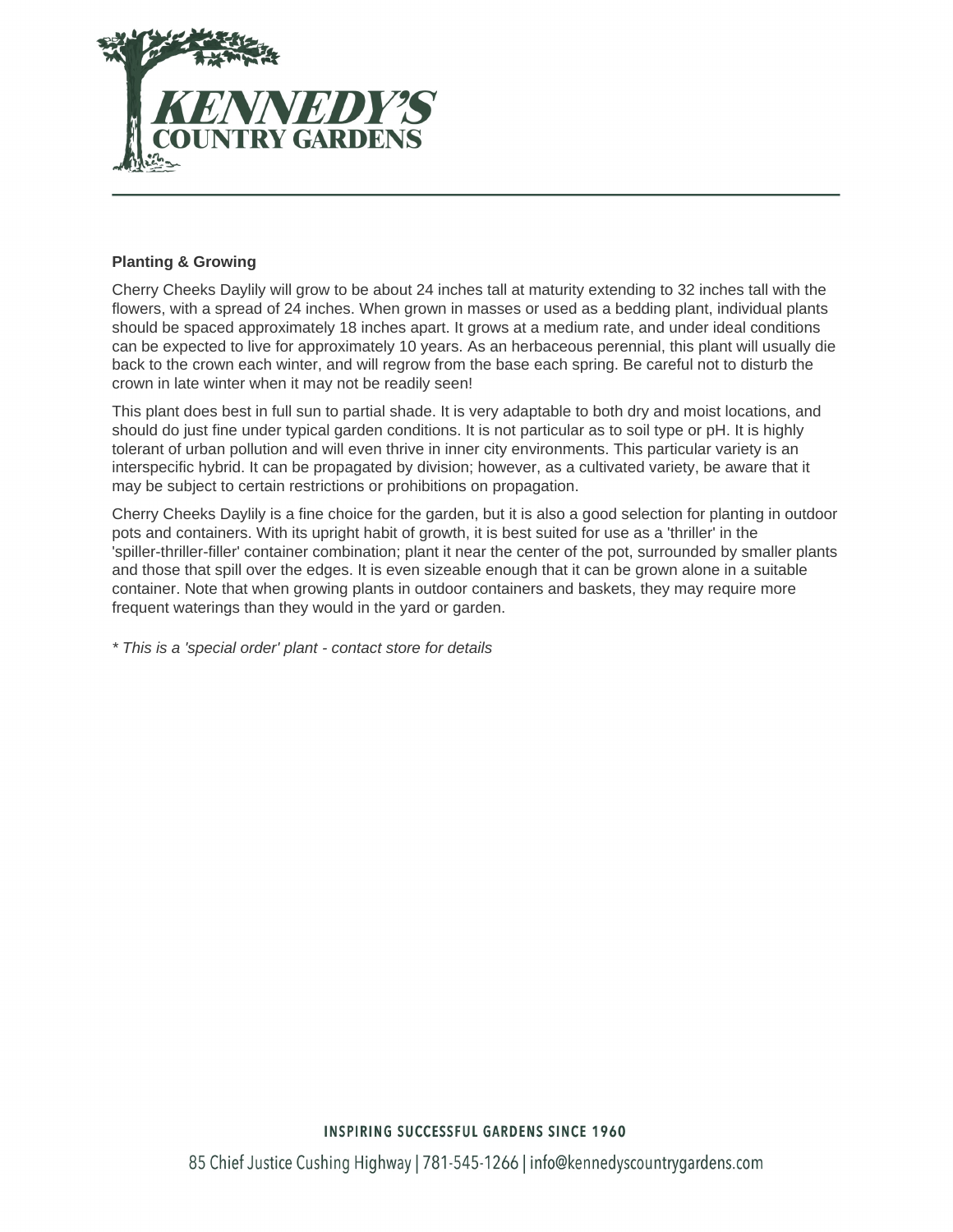**Planting & Growing**

Cherry Cheeks Daylily will grow to be about 24 inches tall at maturity extending to 32 inches tall with the flowers, with a spread of 24 inches. When grown in masses or used as a bedding plant, individual plants should be spaced approximately 18 inches apart. It grows at a medium rate, and under ideal conditions can be expected to live for approximately 10 years. As an herbaceous perennial, this plant will usually die back to the crown each winter, and will regrow from the base each spring. Be careful not to disturb the crown in late winter when it may not be readily seen!

This plant does best in full sun to partial shade. It is very adaptable to both dry and moist locations, and should do just fine under typical garden conditions. It is not particular as to soil type or pH. It is highly tolerant of urban pollution and will even thrive in inner city environments. This particular variety is an interspecific hybrid. It can be propagated by division; however, as a cultivated variety, be aware that it may be subject to certain restrictions or prohibitions on propagation.

Cherry Cheeks Daylily is a fine choice for the garden, but it is also a good selection for planting in outdoor pots and containers. With its upright habit of growth, it is best suited for use as a 'thriller' in the 'spiller-thriller-filler' container combination; plant it near the center of the pot, surrounded by smaller plants and those that spill over the edges. It is even sizeable enough that it can be grown alone in a suitable container. Note that when growing plants in outdoor containers and baskets, they may require more frequent waterings than they would in the yard or garden.

*\* This is a 'special order' plant - contact store for details*